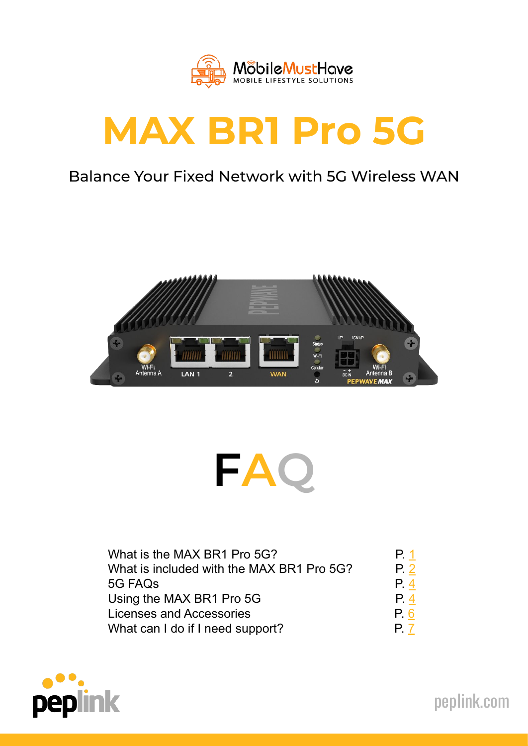# MAX BR1 Pro 5G

Balance Your Fixed Network with 5G Wireless WAN

# FAQ

| | |
|---|---|
| What is the MAX BR1 Pro 5G? | P. 1 |
| What is included with the MAX BR1 Pro 5G? | P. 2 |
| 5G FAQs | P. 4 |
| Using the MAX BR1 Pro 5G | P. 4 |
| Licenses and Accessories | P. 6 |
| What can I do if I need support? | P. 7 |

peplink.com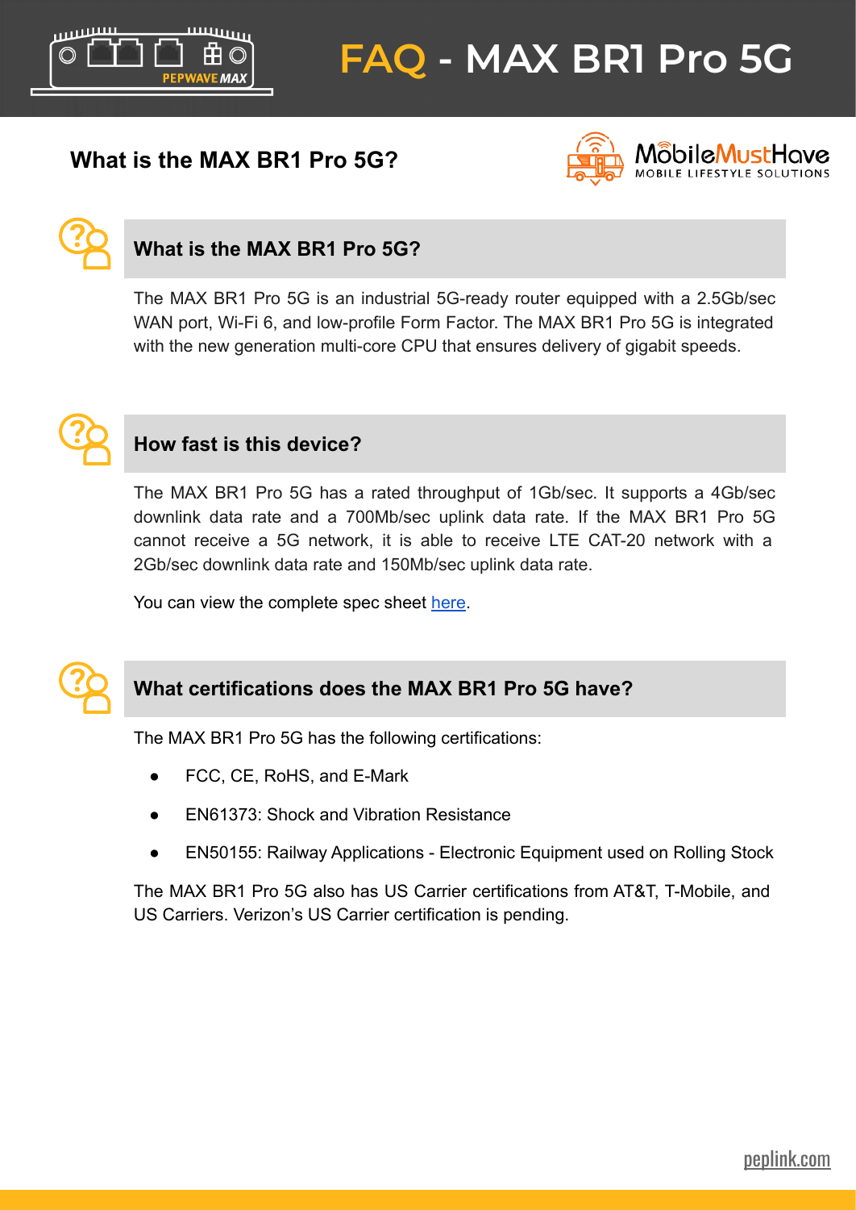# FAQ - MAX BR1 Pro 5G

## What is the MAX BR1 Pro 5G?

### What is the MAX BR1 Pro 5G?

The MAX BR1 Pro 5G is an industrial 5G-ready router equipped with a 2.5Gb/sec WAN port, Wi-Fi 6, and low-profile Form Factor. The MAX BR1 Pro 5G is integrated with the new generation multi-core CPU that ensures delivery of gigabit speeds.

### How fast is this device?

The MAX BR1 Pro 5G has a rated throughput of 1Gb/sec. It supports a 4Gb/sec downlink data rate and a 700Mb/sec uplink data rate. If the MAX BR1 Pro 5G cannot receive a 5G network, it is able to receive LTE CAT-20 network with a 2Gb/sec downlink data rate and 150Mb/sec uplink data rate.

You can view the complete spec sheet [here](here).

### What certifications does the MAX BR1 Pro 5G have?

The MAX BR1 Pro 5G has the following certifications:

- FCC, CE, RoHS, and E-Mark
- EN61373: Shock and Vibration Resistance
- EN50155: Railway Applications - Electronic Equipment used on Rolling Stock

The MAX BR1 Pro 5G also has US Carrier certifications from AT&T, T-Mobile, and US Carriers. Verizon's US Carrier certification is pending.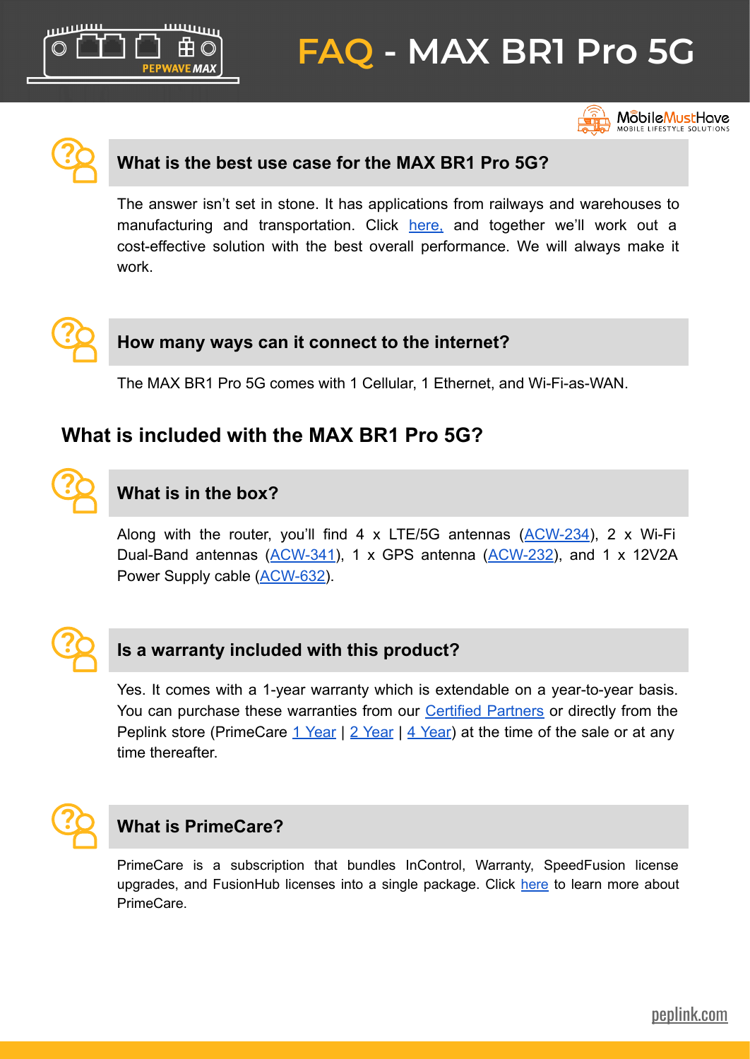# FAQ - MAX BR1 Pro 5G

### What is the best use case for the MAX BR1 Pro 5G?

The answer isn't set in stone. It has applications from railways and warehouses to manufacturing and transportation. Click here, and together we'll work out a cost-effective solution with the best overall performance. We will always make it work.

### How many ways can it connect to the internet?

The MAX BR1 Pro 5G comes with 1 Cellular, 1 Ethernet, and Wi-Fi-as-WAN.

## What is included with the MAX BR1 Pro 5G?

### What is in the box?

Along with the router, you'll find 4 x LTE/5G antennas (ACW-234), 2 x Wi-Fi Dual-Band antennas (ACW-341), 1 x GPS antenna (ACW-232), and 1 x 12V2A Power Supply cable (ACW-632).

### Is a warranty included with this product?

Yes. It comes with a 1-year warranty which is extendable on a year-to-year basis. You can purchase these warranties from our Certified Partners or directly from the Peplink store (PrimeCare 1 Year | 2 Year | 4 Year) at the time of the sale or at any time thereafter.

### What is PrimeCare?

PrimeCare is a subscription that bundles InControl, Warranty, SpeedFusion license upgrades, and FusionHub licenses into a single package. Click here to learn more about PrimeCare.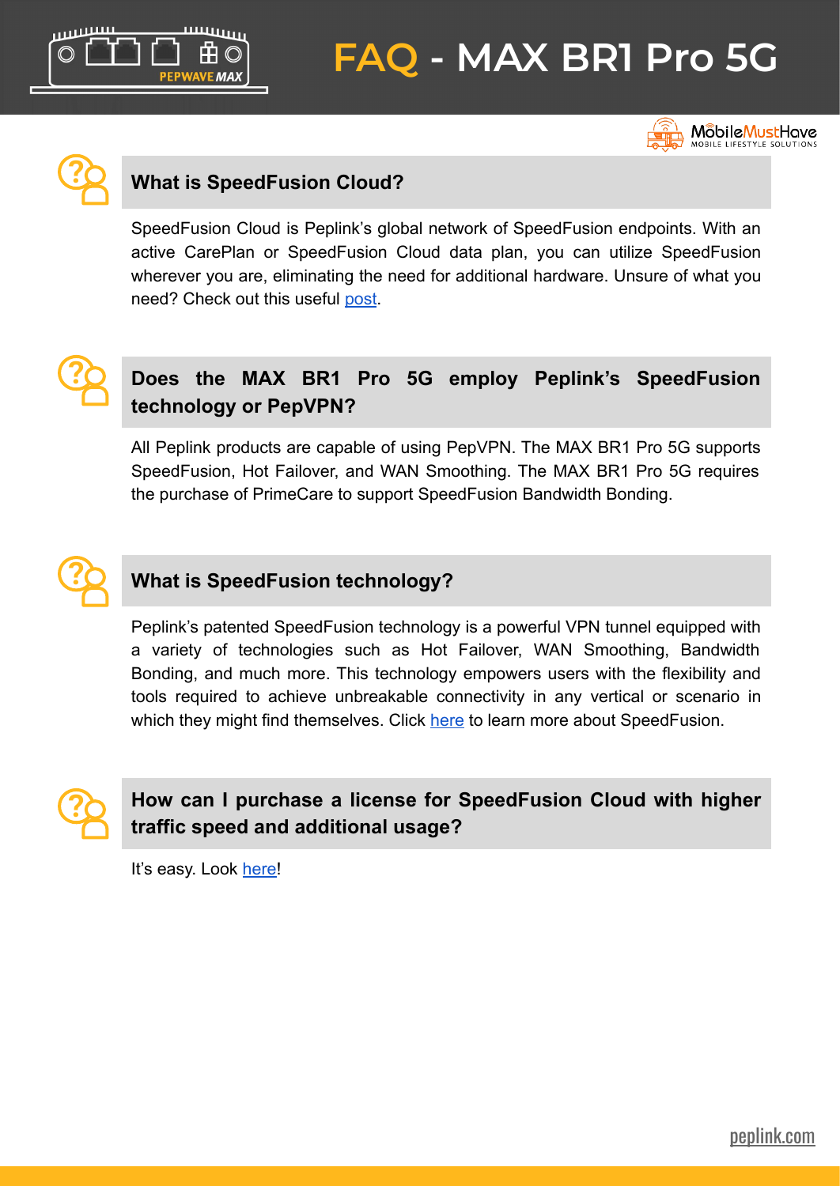# FAQ - MAX BR1 Pro 5G

### What is SpeedFusion Cloud?

SpeedFusion Cloud is Peplink's global network of SpeedFusion endpoints. With an active CarePlan or SpeedFusion Cloud data plan, you can utilize SpeedFusion wherever you are, eliminating the need for additional hardware. Unsure of what you need? Check out this useful post.

### Does the MAX BR1 Pro 5G employ Peplink's SpeedFusion technology or PepVPN?

All Peplink products are capable of using PepVPN. The MAX BR1 Pro 5G supports SpeedFusion, Hot Failover, and WAN Smoothing. The MAX BR1 Pro 5G requires the purchase of PrimeCare to support SpeedFusion Bandwidth Bonding.

### What is SpeedFusion technology?

Peplink's patented SpeedFusion technology is a powerful VPN tunnel equipped with a variety of technologies such as Hot Failover, WAN Smoothing, Bandwidth Bonding, and much more. This technology empowers users with the flexibility and tools required to achieve unbreakable connectivity in any vertical or scenario in which they might find themselves. Click here to learn more about SpeedFusion.

### How can I purchase a license for SpeedFusion Cloud with higher traffic speed and additional usage?

It's easy. Look here!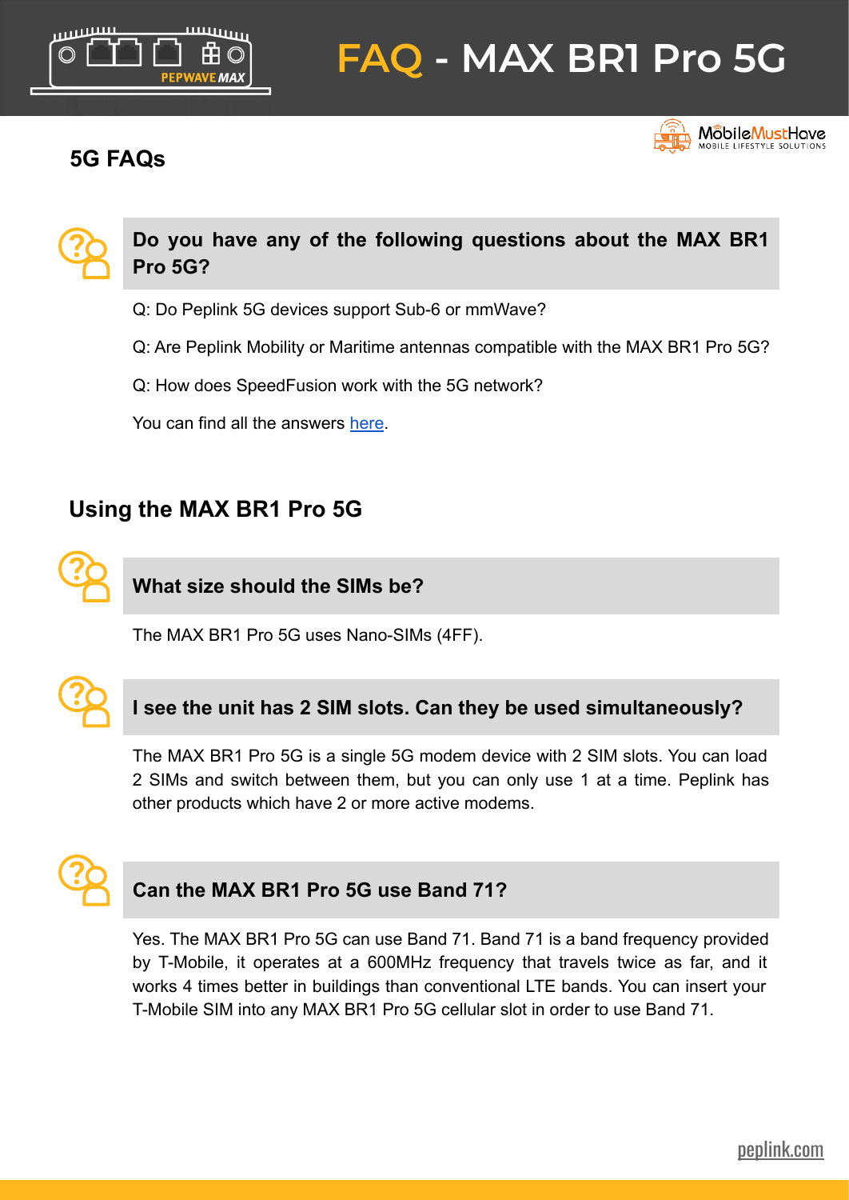# FAQ - MAX BR1 Pro 5G

## 5G FAQs

### Do you have any of the following questions about the MAX BR1 Pro 5G?

Q: Do Peplink 5G devices support Sub-6 or mmWave?

Q: Are Peplink Mobility or Maritime antennas compatible with the MAX BR1 Pro 5G?

Q: How does SpeedFusion work with the 5G network?

You can find all the answers here.

## Using the MAX BR1 Pro 5G

### What size should the SIMs be?

The MAX BR1 Pro 5G uses Nano-SIMs (4FF).

### I see the unit has 2 SIM slots. Can they be used simultaneously?

The MAX BR1 Pro 5G is a single 5G modem device with 2 SIM slots. You can load 2 SIMs and switch between them, but you can only use 1 at a time. Peplink has other products which have 2 or more active modems.

### Can the MAX BR1 Pro 5G use Band 71?

Yes. The MAX BR1 Pro 5G can use Band 71. Band 71 is a band frequency provided by T-Mobile, it operates at a 600MHz frequency that travels twice as far, and it works 4 times better in buildings than conventional LTE bands. You can insert your T-Mobile SIM into any MAX BR1 Pro 5G cellular slot in order to use Band 71.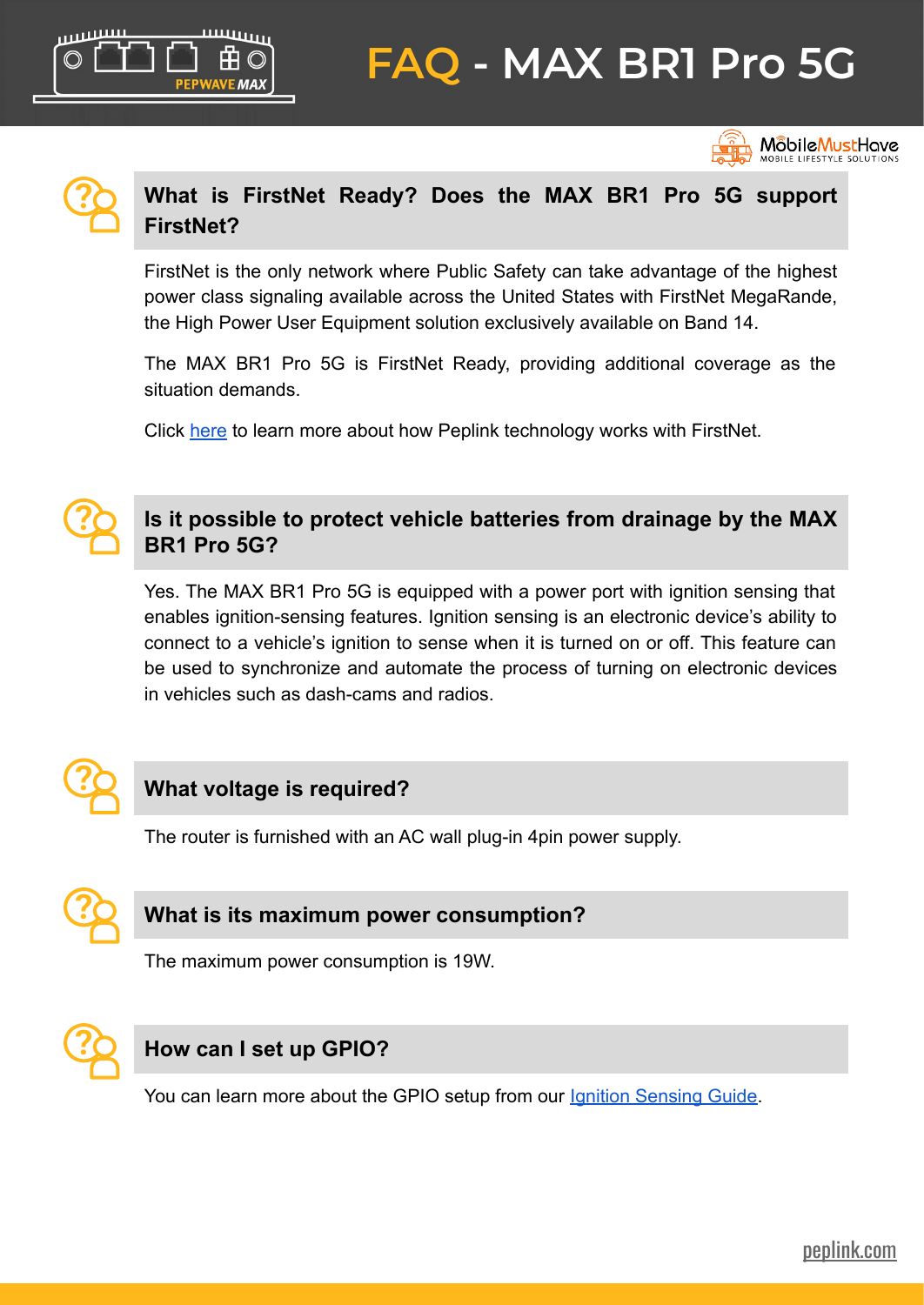# FAQ - MAX BR1 Pro 5G

### What is FirstNet Ready? Does the MAX BR1 Pro 5G support FirstNet?

FirstNet is the only network where Public Safety can take advantage of the highest power class signaling available across the United States with FirstNet MegaRande, the High Power User Equipment solution exclusively available on Band 14.

The MAX BR1 Pro 5G is FirstNet Ready, providing additional coverage as the situation demands.

Click here to learn more about how Peplink technology works with FirstNet.

### Is it possible to protect vehicle batteries from drainage by the MAX BR1 Pro 5G?

Yes. The MAX BR1 Pro 5G is equipped with a power port with ignition sensing that enables ignition-sensing features. Ignition sensing is an electronic device's ability to connect to a vehicle's ignition to sense when it is turned on or off. This feature can be used to synchronize and automate the process of turning on electronic devices in vehicles such as dash-cams and radios.

### What voltage is required?

The router is furnished with an AC wall plug-in 4pin power supply.

### What is its maximum power consumption?

The maximum power consumption is 19W.

### How can I set up GPIO?

You can learn more about the GPIO setup from our Ignition Sensing Guide.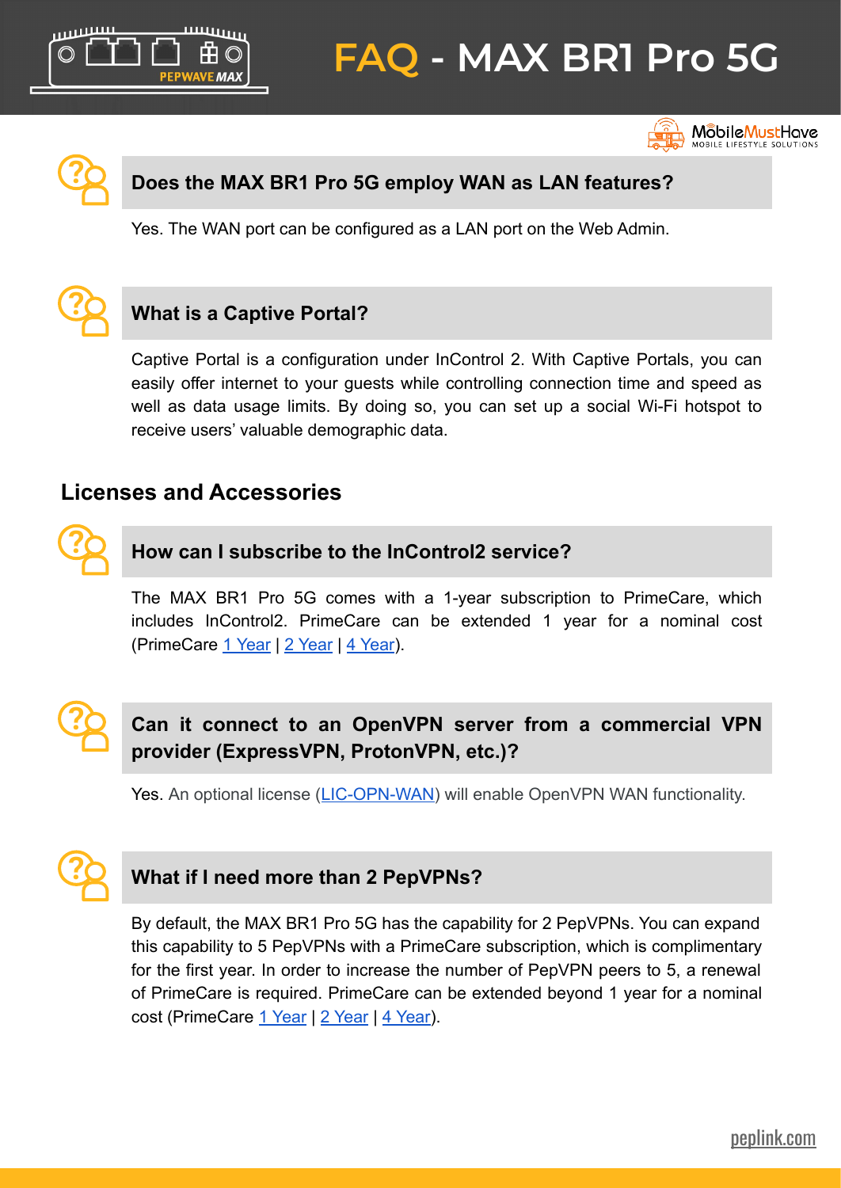# FAQ - MAX BR1 Pro 5G

### Does the MAX BR1 Pro 5G employ WAN as LAN features?

Yes. The WAN port can be configured as a LAN port on the Web Admin.

### What is a Captive Portal?

Captive Portal is a configuration under InControl 2. With Captive Portals, you can easily offer internet to your guests while controlling connection time and speed as well as data usage limits. By doing so, you can set up a social Wi-Fi hotspot to receive users' valuable demographic data.

## Licenses and Accessories

### How can I subscribe to the InControl2 service?

The MAX BR1 Pro 5G comes with a 1-year subscription to PrimeCare, which includes InControl2. PrimeCare can be extended 1 year for a nominal cost (PrimeCare 1 Year | 2 Year | 4 Year).

### Can it connect to an OpenVPN server from a commercial VPN provider (ExpressVPN, ProtonVPN, etc.)?

Yes. An optional license (LIC-OPN-WAN) will enable OpenVPN WAN functionality.

### What if I need more than 2 PepVPNs?

By default, the MAX BR1 Pro 5G has the capability for 2 PepVPNs. You can expand this capability to 5 PepVPNs with a PrimeCare subscription, which is complimentary for the first year. In order to increase the number of PepVPN peers to 5, a renewal of PrimeCare is required. PrimeCare can be extended beyond 1 year for a nominal cost (PrimeCare 1 Year | 2 Year | 4 Year).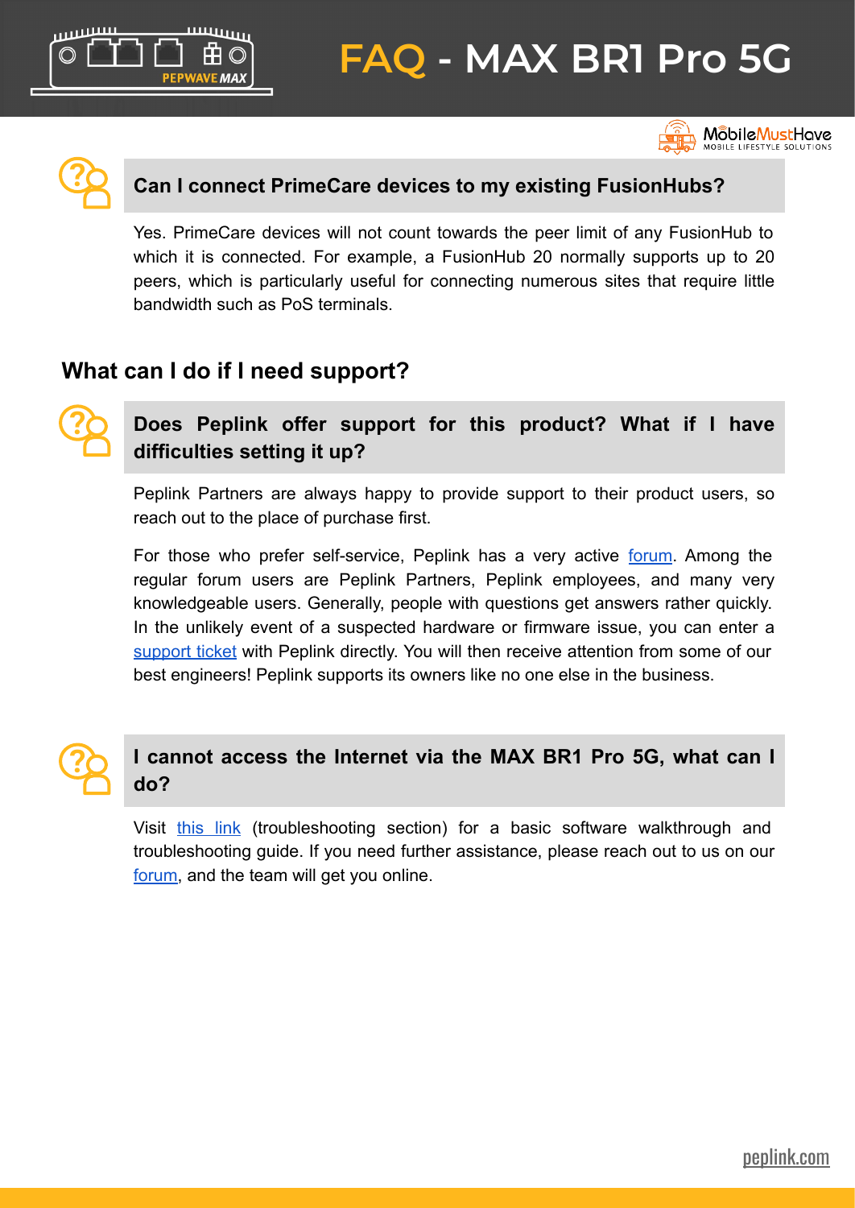### Can I connect PrimeCare devices to my existing FusionHubs?

Yes. PrimeCare devices will not count towards the peer limit of any FusionHub to which it is connected. For example, a FusionHub 20 normally supports up to 20 peers, which is particularly useful for connecting numerous sites that require little bandwidth such as PoS terminals.

## What can I do if I need support?

### Does Peplink offer support for this product? What if I have difficulties setting it up?

Peplink Partners are always happy to provide support to their product users, so reach out to the place of purchase first.

For those who prefer self-service, Peplink has a very active forum. Among the regular forum users are Peplink Partners, Peplink employees, and many very knowledgeable users. Generally, people with questions get answers rather quickly. In the unlikely event of a suspected hardware or firmware issue, you can enter a support ticket with Peplink directly. You will then receive attention from some of our best engineers! Peplink supports its owners like no one else in the business.

### I cannot access the Internet via the MAX BR1 Pro 5G, what can I do?

Visit this link (troubleshooting section) for a basic software walkthrough and troubleshooting guide. If you need further assistance, please reach out to us on our forum, and the team will get you online.